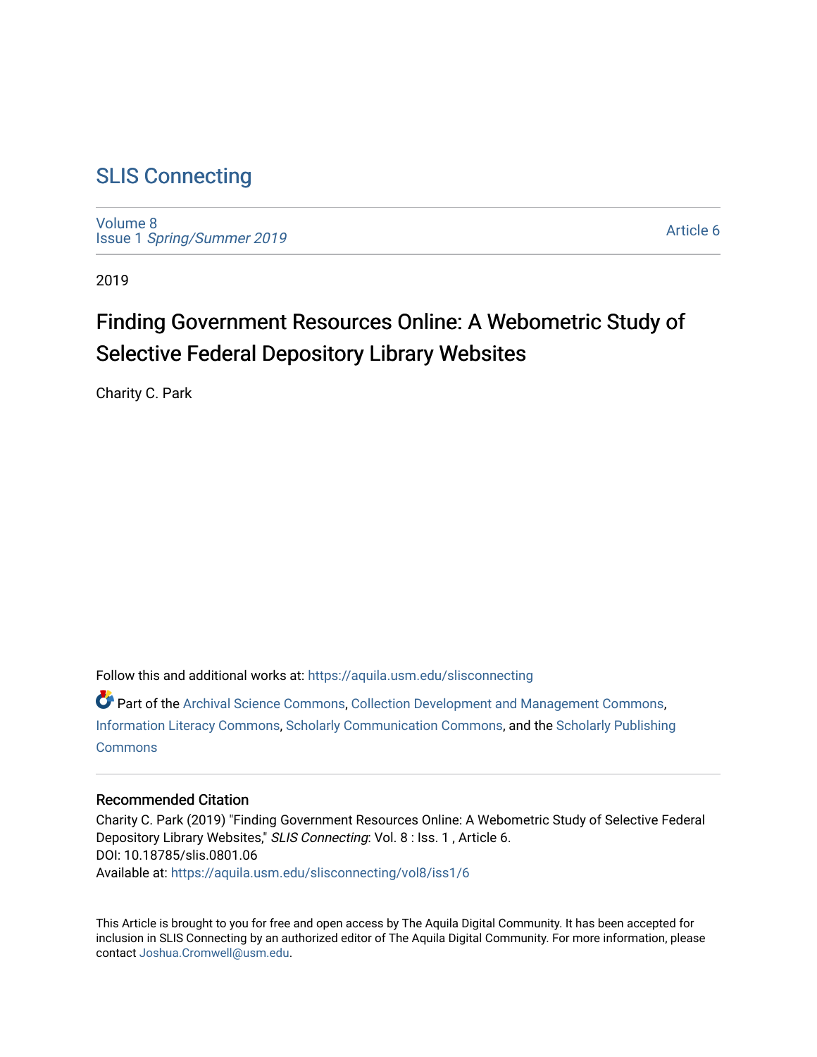# SLIS Connecting

Volume 8
Issue 1 *Spring/Summer 2019*

Article 6

2019

## Finding Government Resources Online: A Webometric Study of Selective Federal Depository Library Websites

Charity C. Park

Follow this and additional works at: https://aquila.usm.edu/slisconnecting

Part of the Archival Science Commons, Collection Development and Management Commons, Information Literacy Commons, Scholarly Communication Commons, and the Scholarly Publishing Commons

### Recommended Citation

Charity C. Park (2019) "Finding Government Resources Online: A Webometric Study of Selective Federal Depository Library Websites," *SLIS Connecting*: Vol. 8 : Iss. 1 , Article 6.
DOI: 10.18785/slis.0801.06
Available at: https://aquila.usm.edu/slisconnecting/vol8/iss1/6

This Article is brought to you for free and open access by The Aquila Digital Community. It has been accepted for inclusion in SLIS Connecting by an authorized editor of The Aquila Digital Community. For more information, please contact Joshua.Cromwell@usm.edu.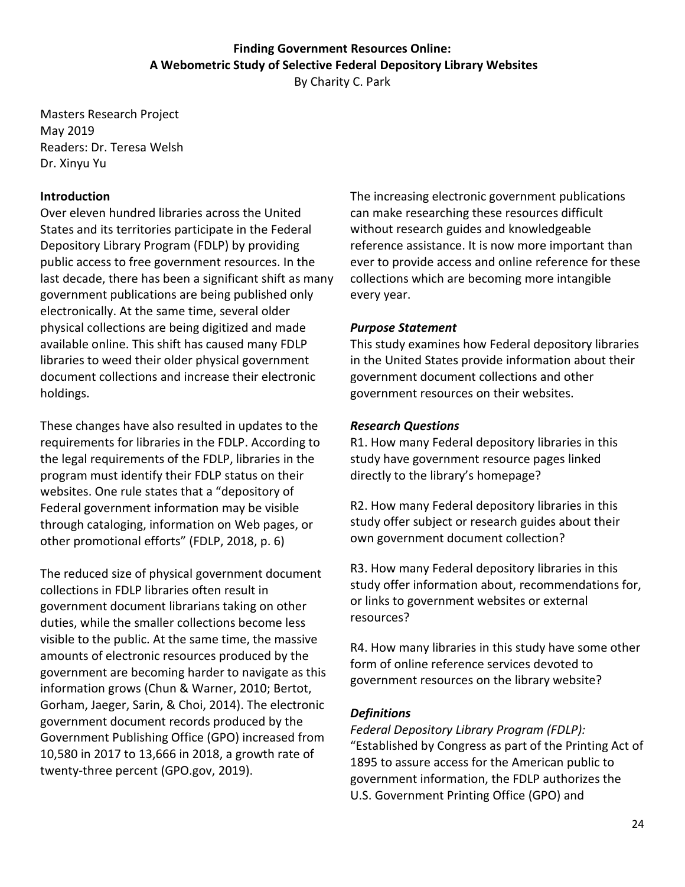**Finding Government Resources Online:**
**A Webometric Study of Selective Federal Depository Library Websites**

By Charity C. Park

Masters Research Project
May 2019
Readers: Dr. Teresa Welsh
Dr. Xinyu Yu

## Introduction

Over eleven hundred libraries across the United States and its territories participate in the Federal Depository Library Program (FDLP) by providing public access to free government resources. In the last decade, there has been a significant shift as many government publications are being published only electronically. At the same time, several older physical collections are being digitized and made available online. This shift has caused many FDLP libraries to weed their older physical government document collections and increase their electronic holdings.

These changes have also resulted in updates to the requirements for libraries in the FDLP. According to the legal requirements of the FDLP, libraries in the program must identify their FDLP status on their websites. One rule states that a "depository of Federal government information may be visible through cataloging, information on Web pages, or other promotional efforts" (FDLP, 2018, p. 6)

The reduced size of physical government document collections in FDLP libraries often result in government document librarians taking on other duties, while the smaller collections become less visible to the public. At the same time, the massive amounts of electronic resources produced by the government are becoming harder to navigate as this information grows (Chun & Warner, 2010; Bertot, Gorham, Jaeger, Sarin, & Choi, 2014). The electronic government document records produced by the Government Publishing Office (GPO) increased from 10,580 in 2017 to 13,666 in 2018, a growth rate of twenty-three percent (GPO.gov, 2019).

The increasing electronic government publications can make researching these resources difficult without research guides and knowledgeable reference assistance. It is now more important than ever to provide access and online reference for these collections which are becoming more intangible every year.

### *Purpose Statement*

This study examines how Federal depository libraries in the United States provide information about their government document collections and other government resources on their websites.

### *Research Questions*

R1. How many Federal depository libraries in this study have government resource pages linked directly to the library's homepage?

R2. How many Federal depository libraries in this study offer subject or research guides about their own government document collection?

R3. How many Federal depository libraries in this study offer information about, recommendations for, or links to government websites or external resources?

R4. How many libraries in this study have some other form of online reference services devoted to government resources on the library website?

### *Definitions*

*Federal Depository Library Program (FDLP):* "Established by Congress as part of the Printing Act of 1895 to assure access for the American public to government information, the FDLP authorizes the U.S. Government Printing Office (GPO) and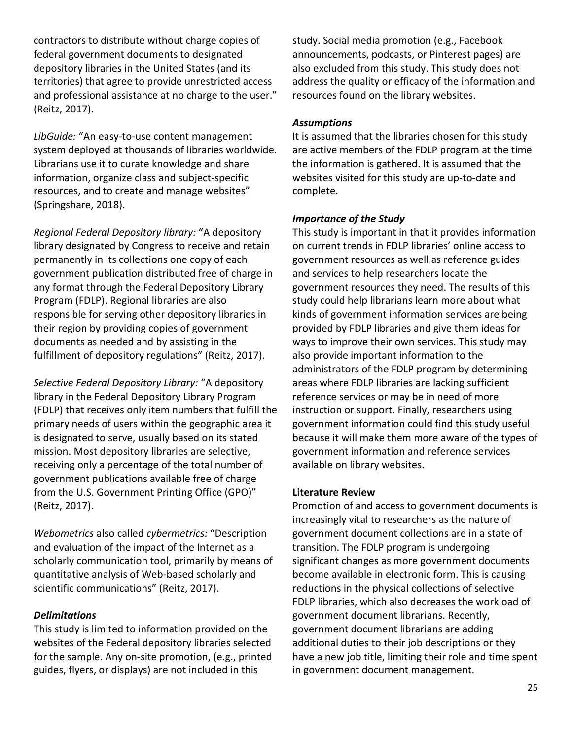contractors to distribute without charge copies of federal government documents to designated depository libraries in the United States (and its territories) that agree to provide unrestricted access and professional assistance at no charge to the user." (Reitz, 2017).

*LibGuide:* "An easy-to-use content management system deployed at thousands of libraries worldwide. Librarians use it to curate knowledge and share information, organize class and subject-specific resources, and to create and manage websites" (Springshare, 2018).

*Regional Federal Depository library:* "A depository library designated by Congress to receive and retain permanently in its collections one copy of each government publication distributed free of charge in any format through the Federal Depository Library Program (FDLP). Regional libraries are also responsible for serving other depository libraries in their region by providing copies of government documents as needed and by assisting in the fulfillment of depository regulations" (Reitz, 2017).

*Selective Federal Depository Library:* "A depository library in the Federal Depository Library Program (FDLP) that receives only item numbers that fulfill the primary needs of users within the geographic area it is designated to serve, usually based on its stated mission. Most depository libraries are selective, receiving only a percentage of the total number of government publications available free of charge from the U.S. Government Printing Office (GPO)" (Reitz, 2017).

*Webometrics* also called *cybermetrics:* "Description and evaluation of the impact of the Internet as a scholarly communication tool, primarily by means of quantitative analysis of Web-based scholarly and scientific communications" (Reitz, 2017).

### *Delimitations*

This study is limited to information provided on the websites of the Federal depository libraries selected for the sample. Any on-site promotion, (e.g., printed guides, flyers, or displays) are not included in this study. Social media promotion (e.g., Facebook announcements, podcasts, or Pinterest pages) are also excluded from this study. This study does not address the quality or efficacy of the information and resources found on the library websites.

### *Assumptions*

It is assumed that the libraries chosen for this study are active members of the FDLP program at the time the information is gathered. It is assumed that the websites visited for this study are up-to-date and complete.

### *Importance of the Study*

This study is important in that it provides information on current trends in FDLP libraries' online access to government resources as well as reference guides and services to help researchers locate the government resources they need. The results of this study could help librarians learn more about what kinds of government information services are being provided by FDLP libraries and give them ideas for ways to improve their own services. This study may also provide important information to the administrators of the FDLP program by determining areas where FDLP libraries are lacking sufficient reference services or may be in need of more instruction or support. Finally, researchers using government information could find this study useful because it will make them more aware of the types of government information and reference services available on library websites.

## Literature Review

Promotion of and access to government documents is increasingly vital to researchers as the nature of government document collections are in a state of transition. The FDLP program is undergoing significant changes as more government documents become available in electronic form. This is causing reductions in the physical collections of selective FDLP libraries, which also decreases the workload of government document librarians. Recently, government document librarians are adding additional duties to their job descriptions or they have a new job title, limiting their role and time spent in government document management.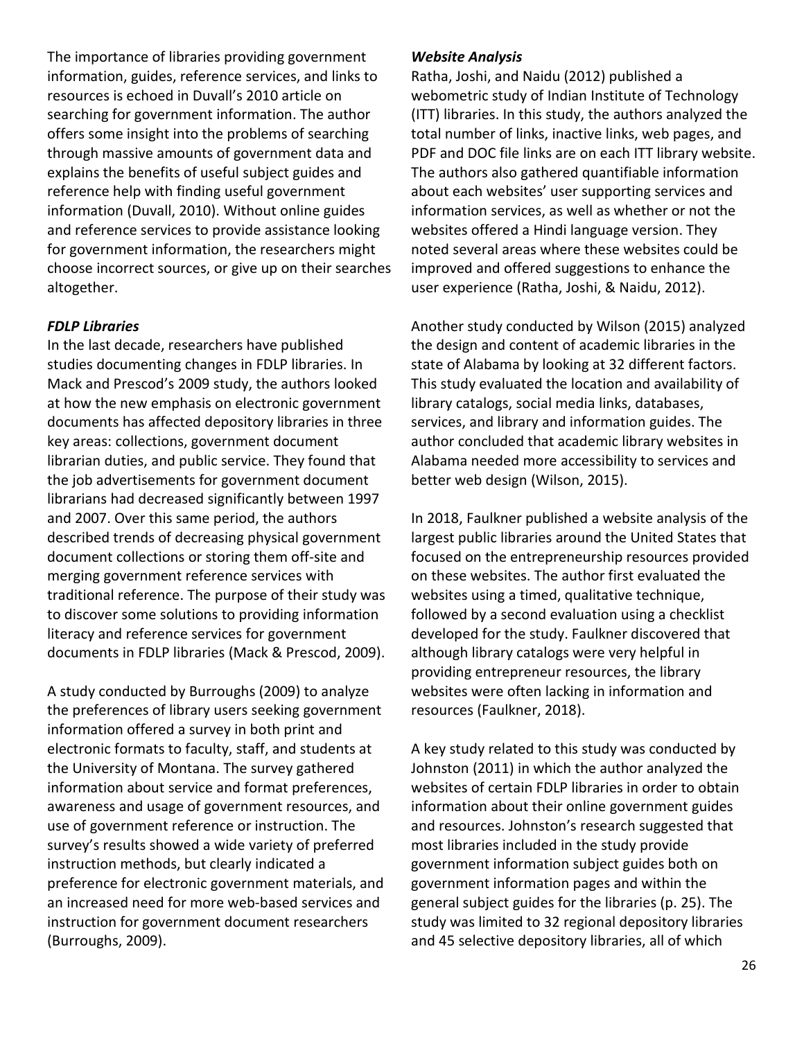The importance of libraries providing government information, guides, reference services, and links to resources is echoed in Duvall's 2010 article on searching for government information. The author offers some insight into the problems of searching through massive amounts of government data and explains the benefits of useful subject guides and reference help with finding useful government information (Duvall, 2010). Without online guides and reference services to provide assistance looking for government information, the researchers might choose incorrect sources, or give up on their searches altogether.

### *FDLP Libraries*

In the last decade, researchers have published studies documenting changes in FDLP libraries. In Mack and Prescod's 2009 study, the authors looked at how the new emphasis on electronic government documents has affected depository libraries in three key areas: collections, government document librarian duties, and public service. They found that the job advertisements for government document librarians had decreased significantly between 1997 and 2007. Over this same period, the authors described trends of decreasing physical government document collections or storing them off-site and merging government reference services with traditional reference. The purpose of their study was to discover some solutions to providing information literacy and reference services for government documents in FDLP libraries (Mack & Prescod, 2009).

A study conducted by Burroughs (2009) to analyze the preferences of library users seeking government information offered a survey in both print and electronic formats to faculty, staff, and students at the University of Montana. The survey gathered information about service and format preferences, awareness and usage of government resources, and use of government reference or instruction. The survey's results showed a wide variety of preferred instruction methods, but clearly indicated a preference for electronic government materials, and an increased need for more web-based services and instruction for government document researchers (Burroughs, 2009).

### *Website Analysis*

Ratha, Joshi, and Naidu (2012) published a webometric study of Indian Institute of Technology (ITT) libraries. In this study, the authors analyzed the total number of links, inactive links, web pages, and PDF and DOC file links are on each ITT library website. The authors also gathered quantifiable information about each websites' user supporting services and information services, as well as whether or not the websites offered a Hindi language version. They noted several areas where these websites could be improved and offered suggestions to enhance the user experience (Ratha, Joshi, & Naidu, 2012).

Another study conducted by Wilson (2015) analyzed the design and content of academic libraries in the state of Alabama by looking at 32 different factors. This study evaluated the location and availability of library catalogs, social media links, databases, services, and library and information guides. The author concluded that academic library websites in Alabama needed more accessibility to services and better web design (Wilson, 2015).

In 2018, Faulkner published a website analysis of the largest public libraries around the United States that focused on the entrepreneurship resources provided on these websites. The author first evaluated the websites using a timed, qualitative technique, followed by a second evaluation using a checklist developed for the study. Faulkner discovered that although library catalogs were very helpful in providing entrepreneur resources, the library websites were often lacking in information and resources (Faulkner, 2018).

A key study related to this study was conducted by Johnston (2011) in which the author analyzed the websites of certain FDLP libraries in order to obtain information about their online government guides and resources. Johnston's research suggested that most libraries included in the study provide government information subject guides both on government information pages and within the general subject guides for the libraries (p. 25). The study was limited to 32 regional depository libraries and 45 selective depository libraries, all of which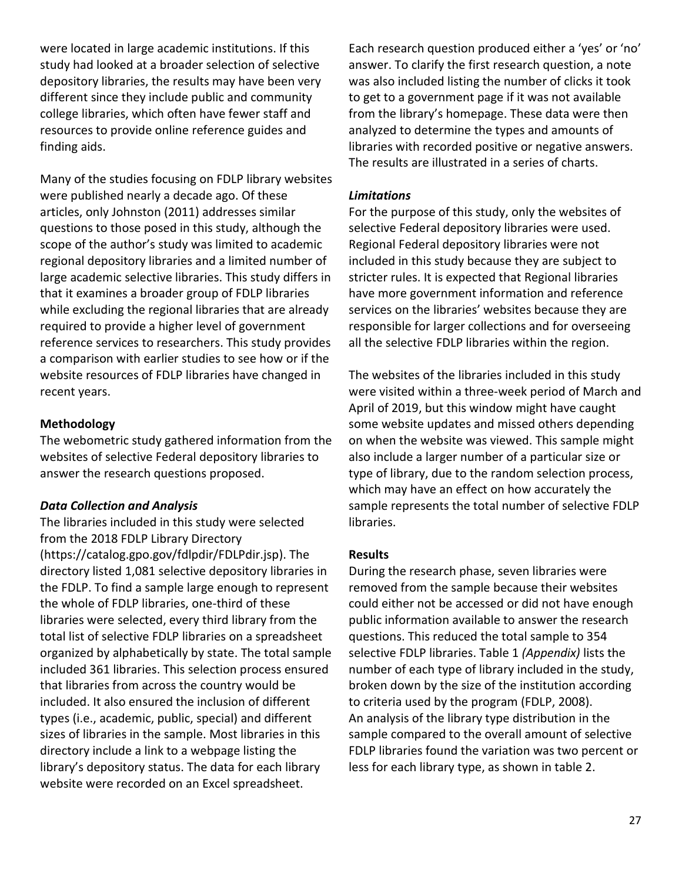were located in large academic institutions. If this study had looked at a broader selection of selective depository libraries, the results may have been very different since they include public and community college libraries, which often have fewer staff and resources to provide online reference guides and finding aids.

Many of the studies focusing on FDLP library websites were published nearly a decade ago. Of these articles, only Johnston (2011) addresses similar questions to those posed in this study, although the scope of the author's study was limited to academic regional depository libraries and a limited number of large academic selective libraries. This study differs in that it examines a broader group of FDLP libraries while excluding the regional libraries that are already required to provide a higher level of government reference services to researchers. This study provides a comparison with earlier studies to see how or if the website resources of FDLP libraries have changed in recent years.

**Methodology**

The webometric study gathered information from the websites of selective Federal depository libraries to answer the research questions proposed.

***Data Collection and Analysis***

The libraries included in this study were selected from the 2018 FDLP Library Directory (https://catalog.gpo.gov/fdlpdir/FDLPdir.jsp). The directory listed 1,081 selective depository libraries in the FDLP. To find a sample large enough to represent the whole of FDLP libraries, one-third of these libraries were selected, every third library from the total list of selective FDLP libraries on a spreadsheet organized by alphabetically by state. The total sample included 361 libraries. This selection process ensured that libraries from across the country would be included. It also ensured the inclusion of different types (i.e., academic, public, special) and different sizes of libraries in the sample. Most libraries in this directory include a link to a webpage listing the library's depository status. The data for each library website were recorded on an Excel spreadsheet.

Each research question produced either a 'yes' or 'no' answer. To clarify the first research question, a note was also included listing the number of clicks it took to get to a government page if it was not available from the library's homepage. These data were then analyzed to determine the types and amounts of libraries with recorded positive or negative answers. The results are illustrated in a series of charts.

***Limitations***

For the purpose of this study, only the websites of selective Federal depository libraries were used. Regional Federal depository libraries were not included in this study because they are subject to stricter rules. It is expected that Regional libraries have more government information and reference services on the libraries' websites because they are responsible for larger collections and for overseeing all the selective FDLP libraries within the region.

The websites of the libraries included in this study were visited within a three-week period of March and April of 2019, but this window might have caught some website updates and missed others depending on when the website was viewed. This sample might also include a larger number of a particular size or type of library, due to the random selection process, which may have an effect on how accurately the sample represents the total number of selective FDLP libraries.

**Results**

During the research phase, seven libraries were removed from the sample because their websites could either not be accessed or did not have enough public information available to answer the research questions. This reduced the total sample to 354 selective FDLP libraries. Table 1 *(Appendix)* lists the number of each type of library included in the study, broken down by the size of the institution according to criteria used by the program (FDLP, 2008). An analysis of the library type distribution in the sample compared to the overall amount of selective FDLP libraries found the variation was two percent or less for each library type, as shown in table 2.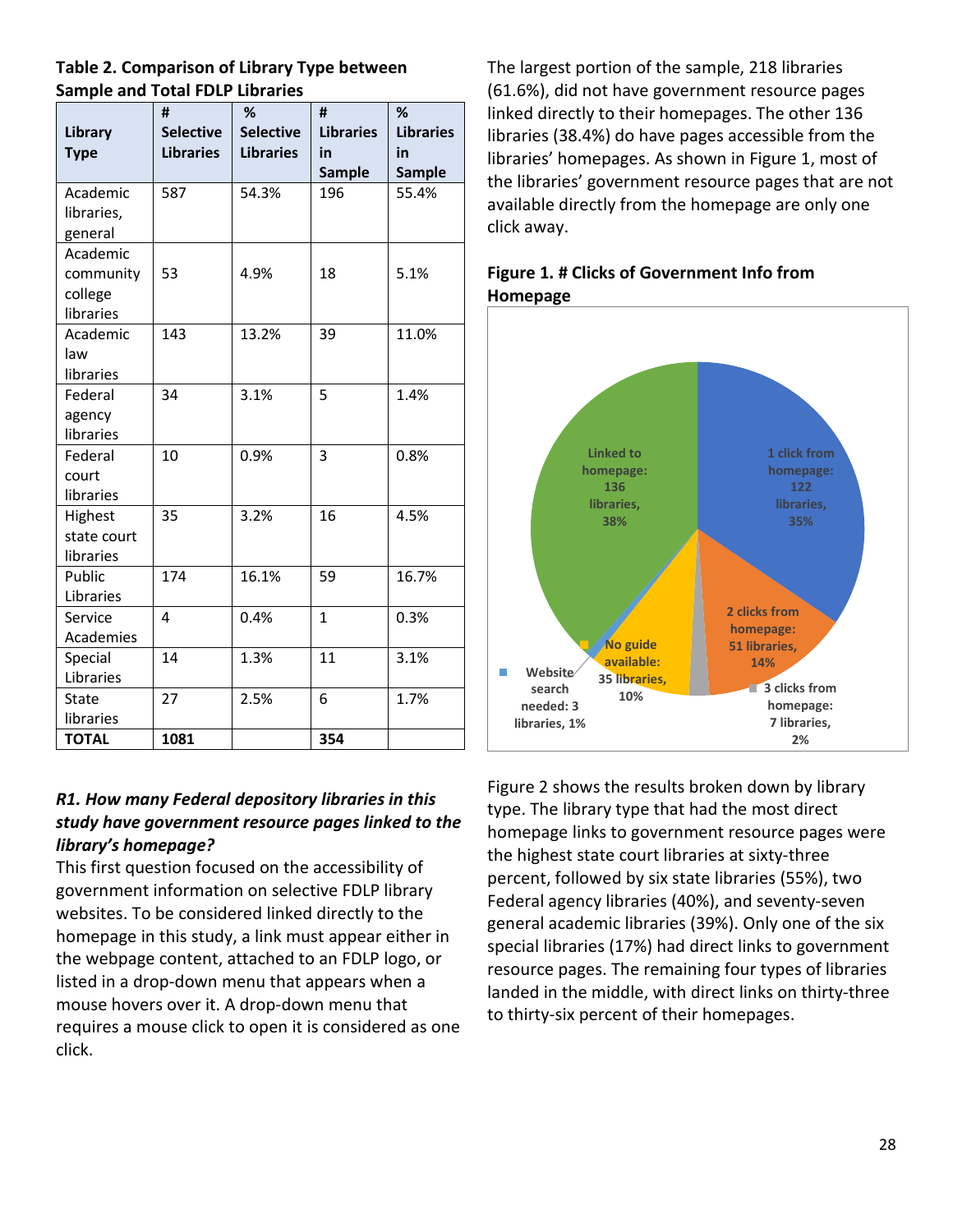**Table 2. Comparison of Library Type between Sample and Total FDLP Libraries**

| Library Type | # Selective Libraries | % Selective Libraries | # Libraries in Sample | % Libraries in Sample |
|---|---|---|---|---|
| Academic libraries, general | 587 | 54.3% | 196 | 55.4% |
| Academic community college libraries | 53 | 4.9% | 18 | 5.1% |
| Academic law libraries | 143 | 13.2% | 39 | 11.0% |
| Federal agency libraries | 34 | 3.1% | 5 | 1.4% |
| Federal court libraries | 10 | 0.9% | 3 | 0.8% |
| Highest state court libraries | 35 | 3.2% | 16 | 4.5% |
| Public Libraries | 174 | 16.1% | 59 | 16.7% |
| Service Academies | 4 | 0.4% | 1 | 0.3% |
| Special Libraries | 14 | 1.3% | 11 | 3.1% |
| State libraries | 27 | 2.5% | 6 | 1.7% |
| **TOTAL** | **1081** | | **354** | |

***R1. How many Federal depository libraries in this study have government resource pages linked to the library's homepage?***

This first question focused on the accessibility of government information on selective FDLP library websites. To be considered linked directly to the homepage in this study, a link must appear either in the webpage content, attached to an FDLP logo, or listed in a drop-down menu that appears when a mouse hovers over it. A drop-down menu that requires a mouse click to open it is considered as one click.

The largest portion of the sample, 218 libraries (61.6%), did not have government resource pages linked directly to their homepages. The other 136 libraries (38.4%) do have pages accessible from the libraries' homepages. As shown in Figure 1, most of the libraries' government resource pages that are not available directly from the homepage are only one click away.

**Figure 1. # Clicks of Government Info from Homepage**

Linked to homepage: 136 libraries, 38%
1 click from homepage: 122 libraries, 35%
2 clicks from homepage: 51 libraries, 14%
3 clicks from homepage: 7 libraries, 2%
No guide available: 35 libraries, 10%
Website search needed: 3 libraries, 1%

Figure 2 shows the results broken down by library type. The library type that had the most direct homepage links to government resource pages were the highest state court libraries at sixty-three percent, followed by six state libraries (55%), two Federal agency libraries (40%), and seventy-seven general academic libraries (39%). Only one of the six special libraries (17%) had direct links to government resource pages. The remaining four types of libraries landed in the middle, with direct links on thirty-three to thirty-six percent of their homepages.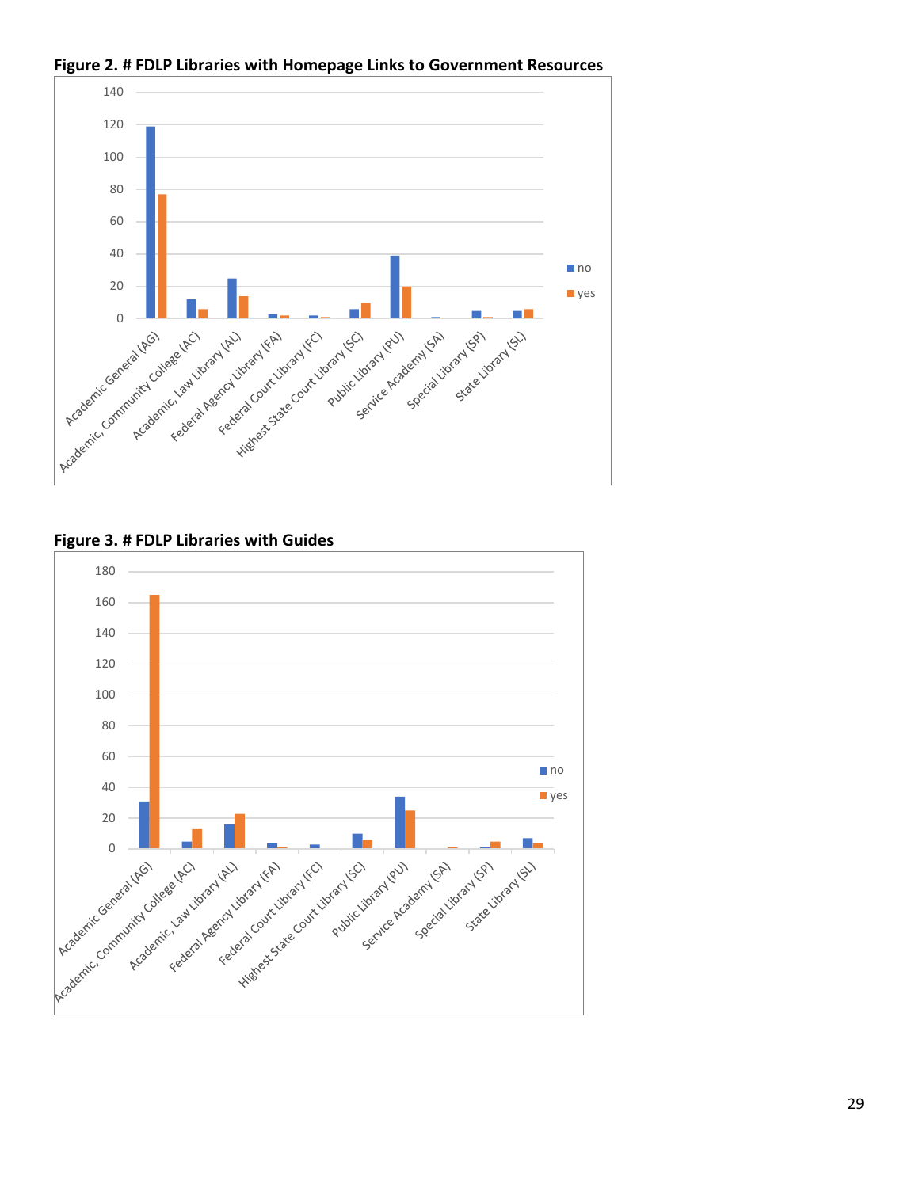**Figure 2. # FDLP Libraries with Homepage Links to Government Resources**

**Figure 3. # FDLP Libraries with Guides**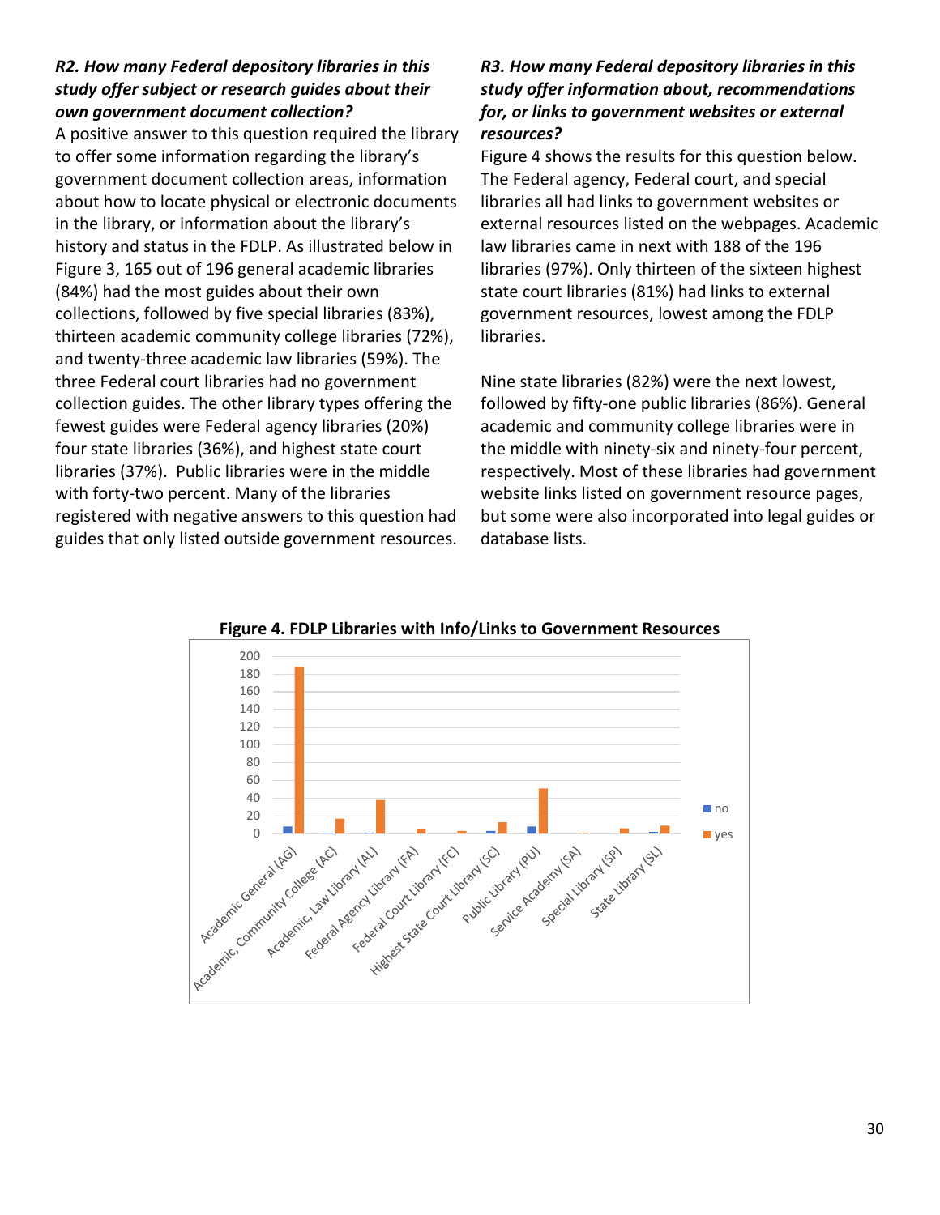***R2. How many Federal depository libraries in this study offer subject or research guides about their own government document collection?***

A positive answer to this question required the library to offer some information regarding the library's government document collection areas, information about how to locate physical or electronic documents in the library, or information about the library's history and status in the FDLP. As illustrated below in Figure 3, 165 out of 196 general academic libraries (84%) had the most guides about their own collections, followed by five special libraries (83%), thirteen academic community college libraries (72%), and twenty-three academic law libraries (59%). The three Federal court libraries had no government collection guides. The other library types offering the fewest guides were Federal agency libraries (20%) four state libraries (36%), and highest state court libraries (37%). Public libraries were in the middle with forty-two percent. Many of the libraries registered with negative answers to this question had guides that only listed outside government resources.

***R3. How many Federal depository libraries in this study offer information about, recommendations for, or links to government websites or external resources?***

Figure 4 shows the results for this question below. The Federal agency, Federal court, and special libraries all had links to government websites or external resources listed on the webpages. Academic law libraries came in next with 188 of the 196 libraries (97%). Only thirteen of the sixteen highest state court libraries (81%) had links to external government resources, lowest among the FDLP libraries.

Nine state libraries (82%) were the next lowest, followed by fifty-one public libraries (86%). General academic and community college libraries were in the middle with ninety-six and ninety-four percent, respectively. Most of these libraries had government website links listed on government resource pages, but some were also incorporated into legal guides or database lists.

**Figure 4. FDLP Libraries with Info/Links to Government Resources**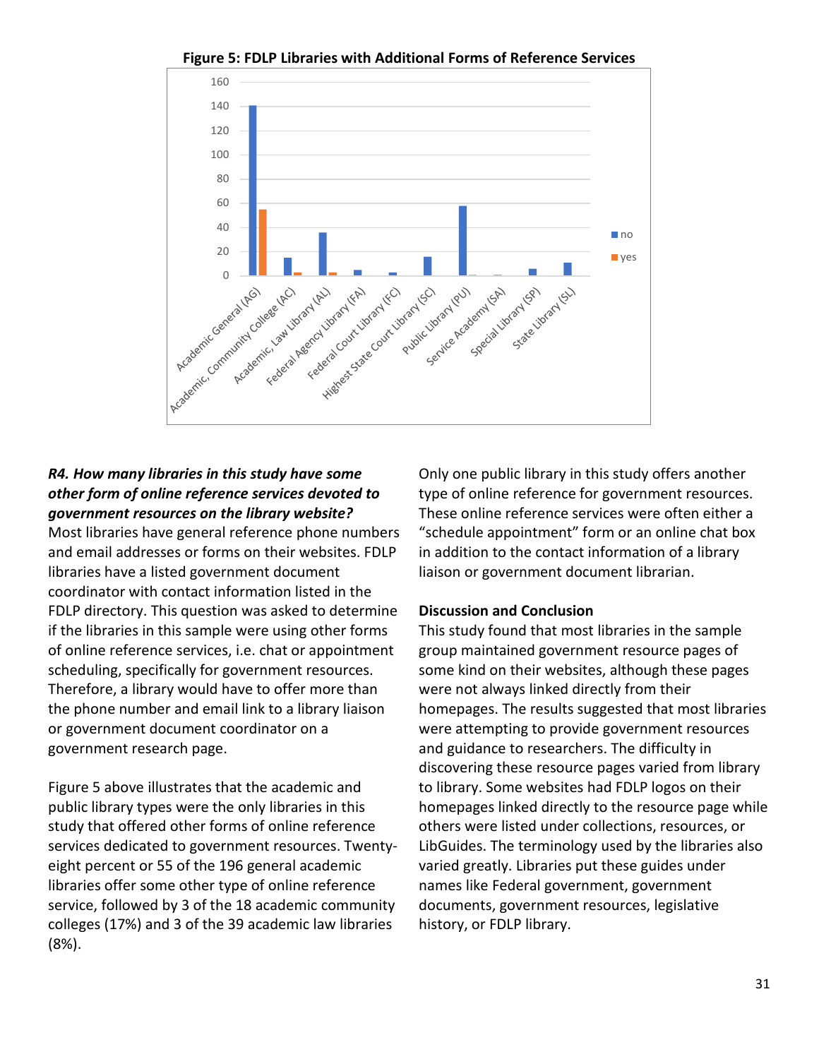**Figure 5: FDLP Libraries with Additional Forms of Reference Services**

***R4. How many libraries in this study have some other form of online reference services devoted to government resources on the library website?***

Most libraries have general reference phone numbers and email addresses or forms on their websites. FDLP libraries have a listed government document coordinator with contact information listed in the FDLP directory. This question was asked to determine if the libraries in this sample were using other forms of online reference services, i.e. chat or appointment scheduling, specifically for government resources. Therefore, a library would have to offer more than the phone number and email link to a library liaison or government document coordinator on a government research page.

Figure 5 above illustrates that the academic and public library types were the only libraries in this study that offered other forms of online reference services dedicated to government resources. Twenty-eight percent or 55 of the 196 general academic libraries offer some other type of online reference service, followed by 3 of the 18 academic community colleges (17%) and 3 of the 39 academic law libraries (8%).

Only one public library in this study offers another type of online reference for government resources. These online reference services were often either a "schedule appointment" form or an online chat box in addition to the contact information of a library liaison or government document librarian.

### Discussion and Conclusion

This study found that most libraries in the sample group maintained government resource pages of some kind on their websites, although these pages were not always linked directly from their homepages. The results suggested that most libraries were attempting to provide government resources and guidance to researchers. The difficulty in discovering these resource pages varied from library to library. Some websites had FDLP logos on their homepages linked directly to the resource page while others were listed under collections, resources, or LibGuides. The terminology used by the libraries also varied greatly. Libraries put these guides under names like Federal government, government documents, government resources, legislative history, or FDLP library.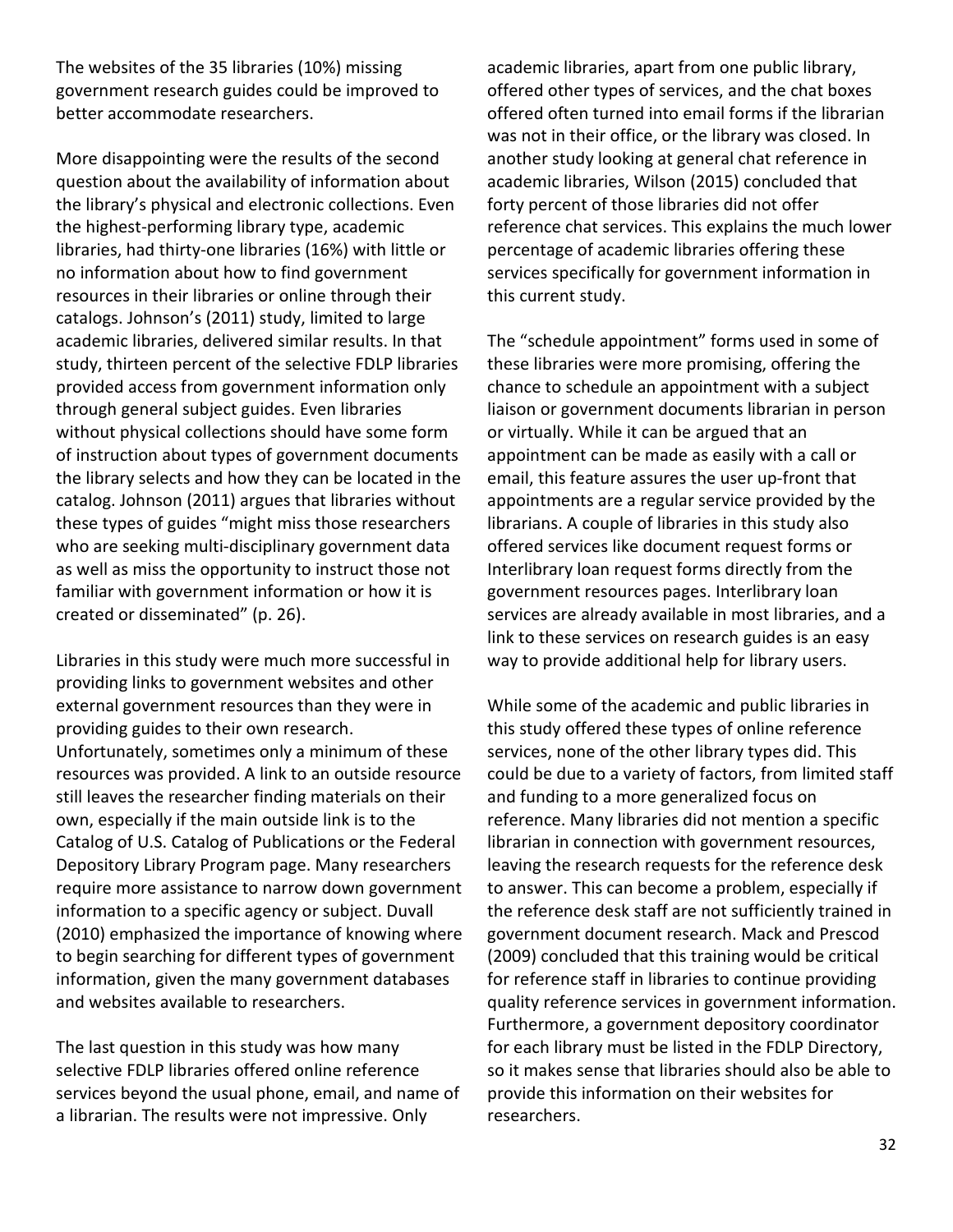The websites of the 35 libraries (10%) missing government research guides could be improved to better accommodate researchers.

More disappointing were the results of the second question about the availability of information about the library's physical and electronic collections. Even the highest-performing library type, academic libraries, had thirty-one libraries (16%) with little or no information about how to find government resources in their libraries or online through their catalogs. Johnson's (2011) study, limited to large academic libraries, delivered similar results. In that study, thirteen percent of the selective FDLP libraries provided access from government information only through general subject guides. Even libraries without physical collections should have some form of instruction about types of government documents the library selects and how they can be located in the catalog. Johnson (2011) argues that libraries without these types of guides "might miss those researchers who are seeking multi-disciplinary government data as well as miss the opportunity to instruct those not familiar with government information or how it is created or disseminated" (p. 26).

Libraries in this study were much more successful in providing links to government websites and other external government resources than they were in providing guides to their own research. Unfortunately, sometimes only a minimum of these resources was provided. A link to an outside resource still leaves the researcher finding materials on their own, especially if the main outside link is to the Catalog of U.S. Catalog of Publications or the Federal Depository Library Program page. Many researchers require more assistance to narrow down government information to a specific agency or subject. Duvall (2010) emphasized the importance of knowing where to begin searching for different types of government information, given the many government databases and websites available to researchers.

The last question in this study was how many selective FDLP libraries offered online reference services beyond the usual phone, email, and name of a librarian. The results were not impressive. Only academic libraries, apart from one public library, offered other types of services, and the chat boxes offered often turned into email forms if the librarian was not in their office, or the library was closed. In another study looking at general chat reference in academic libraries, Wilson (2015) concluded that forty percent of those libraries did not offer reference chat services. This explains the much lower percentage of academic libraries offering these services specifically for government information in this current study.

The "schedule appointment" forms used in some of these libraries were more promising, offering the chance to schedule an appointment with a subject liaison or government documents librarian in person or virtually. While it can be argued that an appointment can be made as easily with a call or email, this feature assures the user up-front that appointments are a regular service provided by the librarians. A couple of libraries in this study also offered services like document request forms or Interlibrary loan request forms directly from the government resources pages. Interlibrary loan services are already available in most libraries, and a link to these services on research guides is an easy way to provide additional help for library users.

While some of the academic and public libraries in this study offered these types of online reference services, none of the other library types did. This could be due to a variety of factors, from limited staff and funding to a more generalized focus on reference. Many libraries did not mention a specific librarian in connection with government resources, leaving the research requests for the reference desk to answer. This can become a problem, especially if the reference desk staff are not sufficiently trained in government document research. Mack and Prescod (2009) concluded that this training would be critical for reference staff in libraries to continue providing quality reference services in government information. Furthermore, a government depository coordinator for each library must be listed in the FDLP Directory, so it makes sense that libraries should also be able to provide this information on their websites for researchers.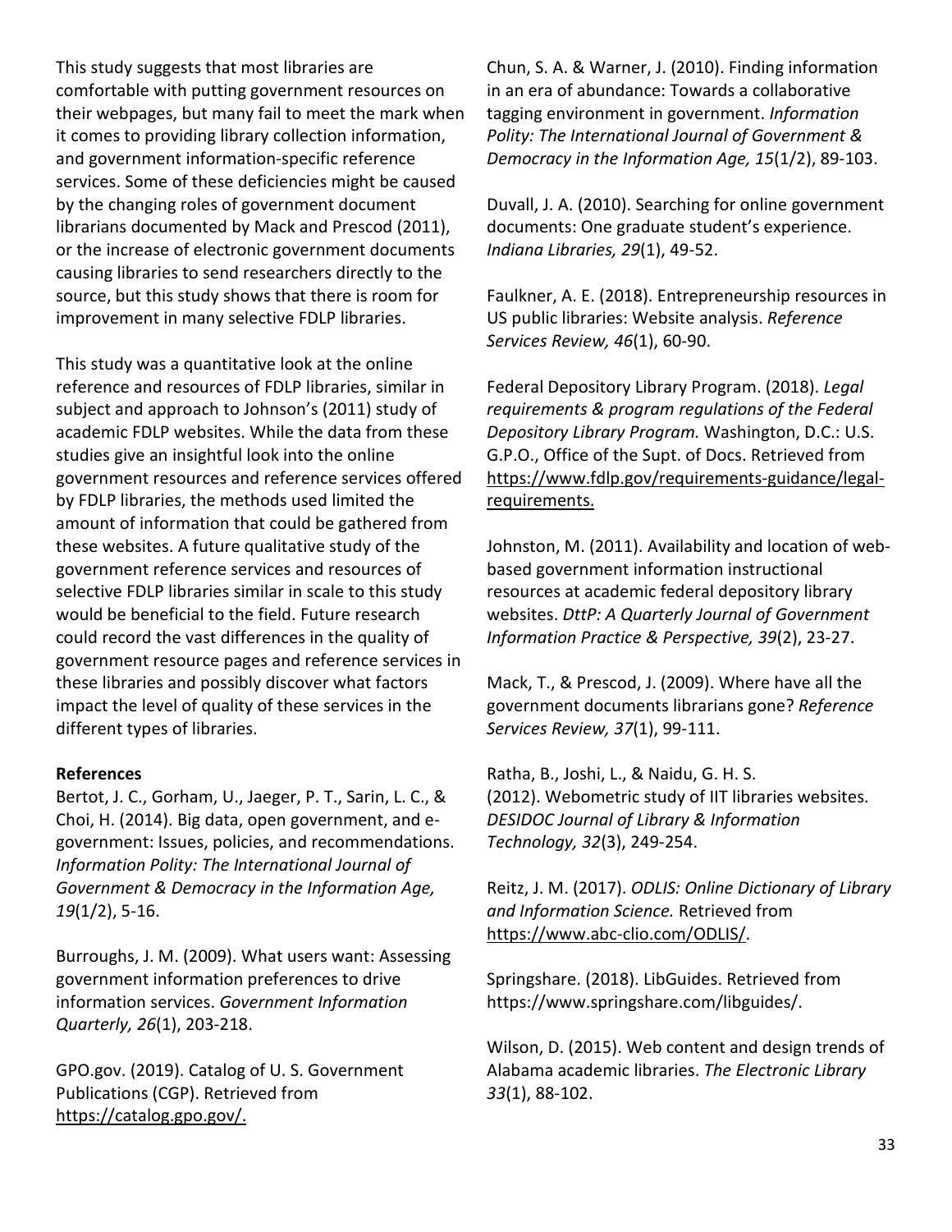This study suggests that most libraries are comfortable with putting government resources on their webpages, but many fail to meet the mark when it comes to providing library collection information, and government information-specific reference services. Some of these deficiencies might be caused by the changing roles of government document librarians documented by Mack and Prescod (2011), or the increase of electronic government documents causing libraries to send researchers directly to the source, but this study shows that there is room for improvement in many selective FDLP libraries.

This study was a quantitative look at the online reference and resources of FDLP libraries, similar in subject and approach to Johnson's (2011) study of academic FDLP websites. While the data from these studies give an insightful look into the online government resources and reference services offered by FDLP libraries, the methods used limited the amount of information that could be gathered from these websites. A future qualitative study of the government reference services and resources of selective FDLP libraries similar in scale to this study would be beneficial to the field. Future research could record the vast differences in the quality of government resource pages and reference services in these libraries and possibly discover what factors impact the level of quality of these services in the different types of libraries.

**References**

Bertot, J. C., Gorham, U., Jaeger, P. T., Sarin, L. C., & Choi, H. (2014). Big data, open government, and e-government: Issues, policies, and recommendations. *Information Polity: The International Journal of Government & Democracy in the Information Age, 19*(1/2), 5-16.

Burroughs, J. M. (2009). What users want: Assessing government information preferences to drive information services. *Government Information Quarterly, 26*(1), 203-218.

GPO.gov. (2019). Catalog of U. S. Government Publications (CGP). Retrieved from https://catalog.gpo.gov/.

Chun, S. A. & Warner, J. (2010). Finding information in an era of abundance: Towards a collaborative tagging environment in government. *Information Polity: The International Journal of Government & Democracy in the Information Age, 15*(1/2), 89-103.

Duvall, J. A. (2010). Searching for online government documents: One graduate student's experience. *Indiana Libraries, 29*(1), 49-52.

Faulkner, A. E. (2018). Entrepreneurship resources in US public libraries: Website analysis. *Reference Services Review, 46*(1), 60-90.

Federal Depository Library Program. (2018). *Legal requirements & program regulations of the Federal Depository Library Program.* Washington, D.C.: U.S. G.P.O., Office of the Supt. of Docs. Retrieved from https://www.fdlp.gov/requirements-guidance/legal-requirements.

Johnston, M. (2011). Availability and location of web-based government information instructional resources at academic federal depository library websites. *DttP: A Quarterly Journal of Government Information Practice & Perspective, 39*(2), 23-27.

Mack, T., & Prescod, J. (2009). Where have all the government documents librarians gone? *Reference Services Review, 37*(1), 99-111.

Ratha, B., Joshi, L., & Naidu, G. H. S. (2012). Webometric study of IIT libraries websites. *DESIDOC Journal of Library & Information Technology, 32*(3), 249-254.

Reitz, J. M. (2017). *ODLIS: Online Dictionary of Library and Information Science.* Retrieved from https://www.abc-clio.com/ODLIS/.

Springshare. (2018). LibGuides. Retrieved from https://www.springshare.com/libguides/.

Wilson, D. (2015). Web content and design trends of Alabama academic libraries. *The Electronic Library 33*(1), 88-102.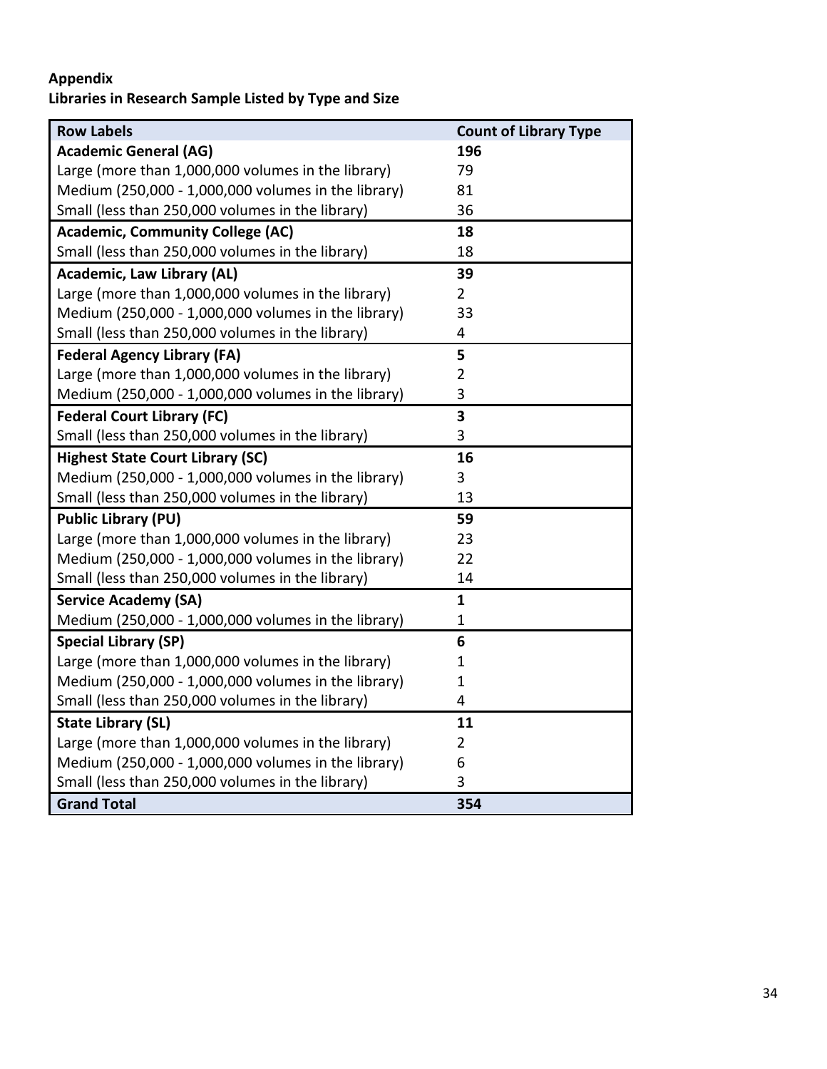**Appendix**

**Libraries in Research Sample Listed by Type and Size**

| Row Labels | Count of Library Type |
|---|---|
| **Academic General (AG)** | **196** |
| Large (more than 1,000,000 volumes in the library) | 79 |
| Medium (250,000 - 1,000,000 volumes in the library) | 81 |
| Small (less than 250,000 volumes in the library) | 36 |
| **Academic, Community College (AC)** | **18** |
| Small (less than 250,000 volumes in the library) | 18 |
| **Academic, Law Library (AL)** | **39** |
| Large (more than 1,000,000 volumes in the library) | 2 |
| Medium (250,000 - 1,000,000 volumes in the library) | 33 |
| Small (less than 250,000 volumes in the library) | 4 |
| **Federal Agency Library (FA)** | **5** |
| Large (more than 1,000,000 volumes in the library) | 2 |
| Medium (250,000 - 1,000,000 volumes in the library) | 3 |
| **Federal Court Library (FC)** | **3** |
| Small (less than 250,000 volumes in the library) | 3 |
| **Highest State Court Library (SC)** | **16** |
| Medium (250,000 - 1,000,000 volumes in the library) | 3 |
| Small (less than 250,000 volumes in the library) | 13 |
| **Public Library (PU)** | **59** |
| Large (more than 1,000,000 volumes in the library) | 23 |
| Medium (250,000 - 1,000,000 volumes in the library) | 22 |
| Small (less than 250,000 volumes in the library) | 14 |
| **Service Academy (SA)** | **1** |
| Medium (250,000 - 1,000,000 volumes in the library) | 1 |
| **Special Library (SP)** | **6** |
| Large (more than 1,000,000 volumes in the library) | 1 |
| Medium (250,000 - 1,000,000 volumes in the library) | 1 |
| Small (less than 250,000 volumes in the library) | 4 |
| **State Library (SL)** | **11** |
| Large (more than 1,000,000 volumes in the library) | 2 |
| Medium (250,000 - 1,000,000 volumes in the library) | 6 |
| Small (less than 250,000 volumes in the library) | 3 |
| **Grand Total** | **354** |